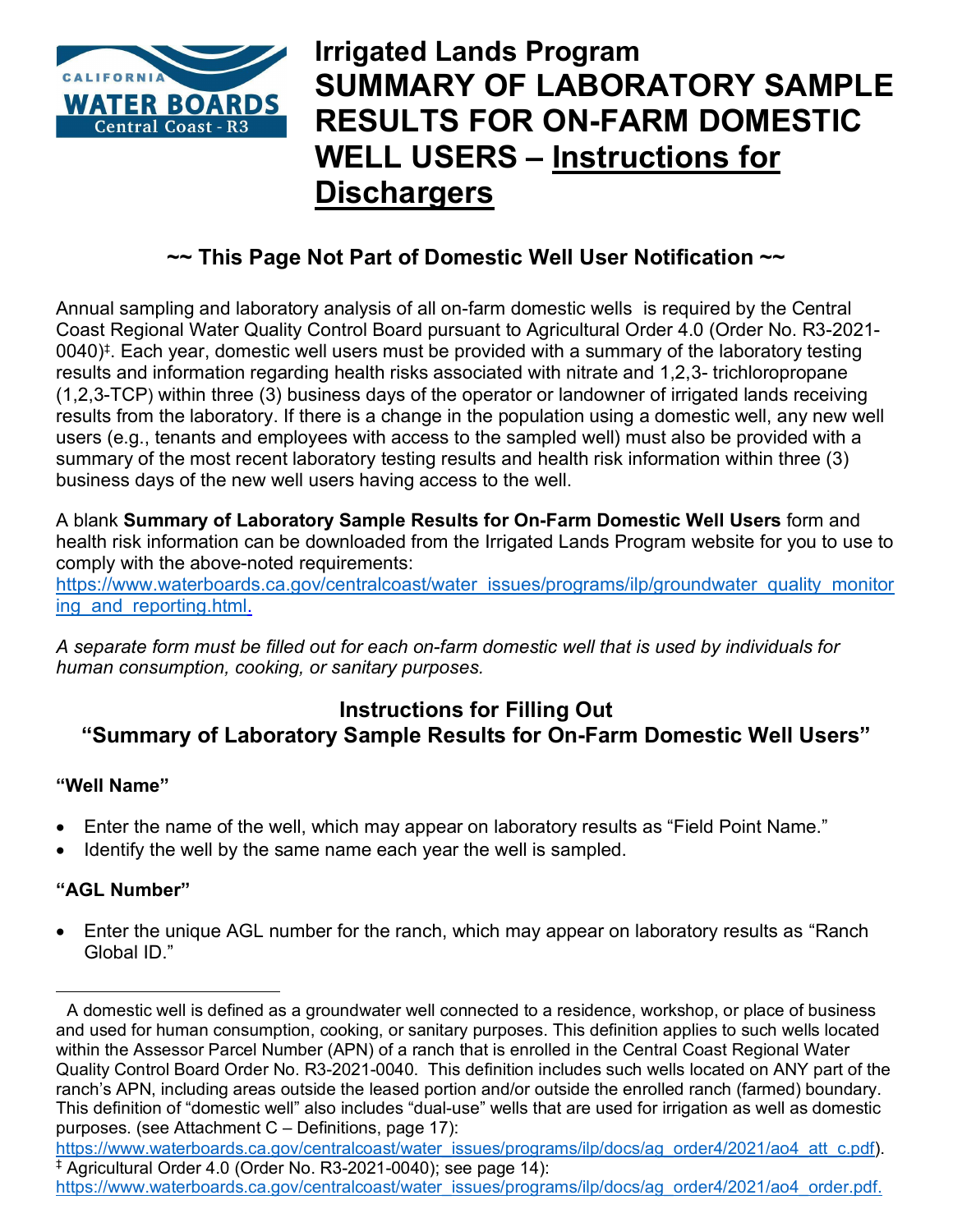# Irrigated Lands Program SUMMARY OF LABORATORY SAMPLE RESULTS FOR ON-FARM DOMESTIC WELL USERS – Instructions for Dischargers

## ~~ This Page Not Part of Domestic Well User Notification ~~

Annual sampling and laboratory analysis of all on-farm domestic wells is required by the Central Coast Regional Water Quality Control Board pursuant to Agricultural Order 4.0 (Order No. R3-2021-0040)[‡]. Each year, domestic well users must be provided with a summary of the laboratory testing results and information regarding health risks associated with nitrate and 1,2,3- trichloropropane (1,2,3-TCP) within three (3) business days of the operator or landowner of irrigated lands receiving results from the laboratory. If there is a change in the population using a domestic well, any new well users (e.g., tenants and employees with access to the sampled well) must also be provided with a summary of the most recent laboratory testing results and health risk information within three (3) business days of the new well users having access to the well.

A blank **Summary of Laboratory Sample Results for On-Farm Domestic Well Users** form and health risk information can be downloaded from the Irrigated Lands Program website for you to use to comply with the above-noted requirements:
https://www.waterboards.ca.gov/centralcoast/water_issues/programs/ilp/groundwater_quality_monitoring_and_reporting.html.

*A separate form must be filled out for each on-farm domestic well that is used by individuals for human consumption, cooking, or sanitary purposes.*

## Instructions for Filling Out "Summary of Laboratory Sample Results for On-Farm Domestic Well Users"

### "Well Name"

- Enter the name of the well, which may appear on laboratory results as "Field Point Name."
- Identify the well by the same name each year the well is sampled.

### "AGL Number"

- Enter the unique AGL number for the ranch, which may appear on laboratory results as "Ranch Global ID."

---

A domestic well is defined as a groundwater well connected to a residence, workshop, or place of business and used for human consumption, cooking, or sanitary purposes. This definition applies to such wells located within the Assessor Parcel Number (APN) of a ranch that is enrolled in the Central Coast Regional Water Quality Control Board Order No. R3-2021-0040. This definition includes such wells located on ANY part of the ranch's APN, including areas outside the leased portion and/or outside the enrolled ranch (farmed) boundary. This definition of "domestic well" also includes "dual-use" wells that are used for irrigation as well as domestic purposes. (see Attachment C – Definitions, page 17): https://www.waterboards.ca.gov/centralcoast/water_issues/programs/ilp/docs/ag_order4/2021/ao4_att_c.pdf).

‡ Agricultural Order 4.0 (Order No. R3-2021-0040); see page 14): https://www.waterboards.ca.gov/centralcoast/water_issues/programs/ilp/docs/ag_order4/2021/ao4_order.pdf.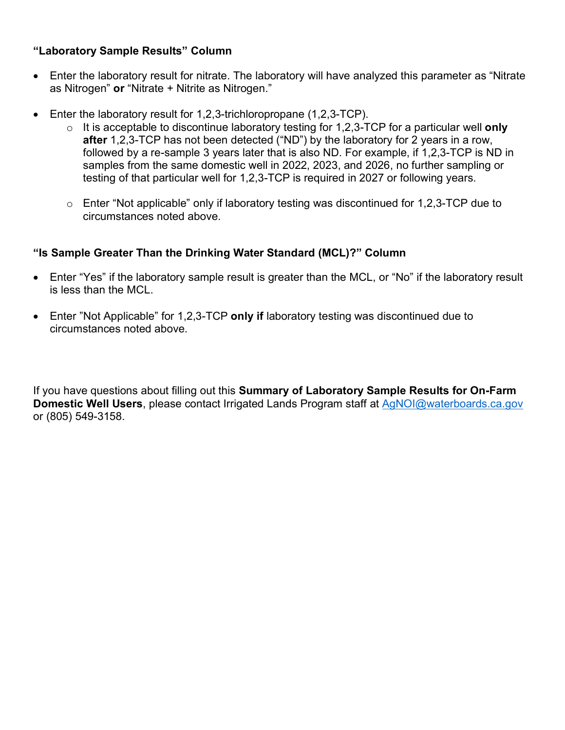**"Laboratory Sample Results" Column**

- Enter the laboratory result for nitrate. The laboratory will have analyzed this parameter as "Nitrate as Nitrogen" **or** "Nitrate + Nitrite as Nitrogen."

- Enter the laboratory result for 1,2,3-trichloropropane (1,2,3-TCP).
    - It is acceptable to discontinue laboratory testing for 1,2,3-TCP for a particular well **only after** 1,2,3-TCP has not been detected ("ND") by the laboratory for 2 years in a row, followed by a re-sample 3 years later that is also ND. For example, if 1,2,3-TCP is ND in samples from the same domestic well in 2022, 2023, and 2026, no further sampling or testing of that particular well for 1,2,3-TCP is required in 2027 or following years.

    - Enter "Not applicable" only if laboratory testing was discontinued for 1,2,3-TCP due to circumstances noted above.

**"Is Sample Greater Than the Drinking Water Standard (MCL)?" Column**

- Enter "Yes" if the laboratory sample result is greater than the MCL, or "No" if the laboratory result is less than the MCL.

- Enter "Not Applicable" for 1,2,3-TCP **only if** laboratory testing was discontinued due to circumstances noted above.

If you have questions about filling out this **Summary of Laboratory Sample Results for On-Farm Domestic Well Users**, please contact Irrigated Lands Program staff at [AgNOI@waterboards.ca.gov](mailto:AgNOI@waterboards.ca.gov) or (805) 549-3158.